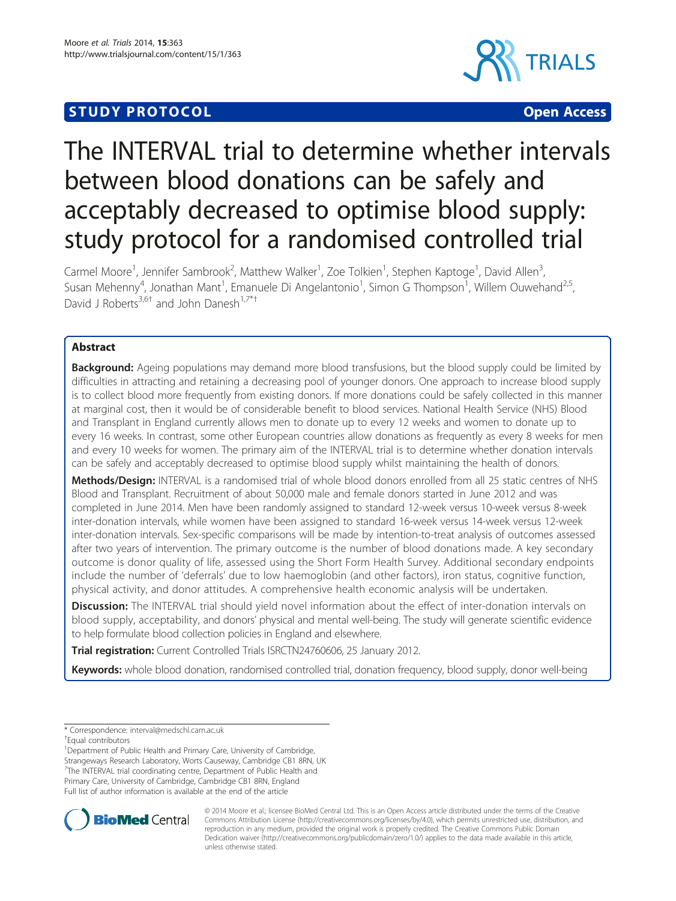STUDY PROTOCOL Open Access

# The INTERVAL trial to determine whether intervals between blood donations can be safely and acceptably decreased to optimise blood supply: study protocol for a randomised controlled trial

Carmel Moore[1], Jennifer Sambrook[2], Matthew Walker[1], Zoe Tolkien[1], Stephen Kaptoge[1], David Allen[3], Susan Mehenny[4], Jonathan Mant[1], Emanuele Di Angelantonio[1], Simon G Thompson[1], Willem Ouwehand[2,5], David J Roberts[3,6†] and John Danesh[1,7*†]

## Abstract

**Background:** Ageing populations may demand more blood transfusions, but the blood supply could be limited by difficulties in attracting and retaining a decreasing pool of younger donors. One approach to increase blood supply is to collect blood more frequently from existing donors. If more donations could be safely collected in this manner at marginal cost, then it would be of considerable benefit to blood services. National Health Service (NHS) Blood and Transplant in England currently allows men to donate up to every 12 weeks and women to donate up to every 16 weeks. In contrast, some other European countries allow donations as frequently as every 8 weeks for men and every 10 weeks for women. The primary aim of the INTERVAL trial is to determine whether donation intervals can be safely and acceptably decreased to optimise blood supply whilst maintaining the health of donors.

**Methods/Design:** INTERVAL is a randomised trial of whole blood donors enrolled from all 25 static centres of NHS Blood and Transplant. Recruitment of about 50,000 male and female donors started in June 2012 and was completed in June 2014. Men have been randomly assigned to standard 12-week versus 10-week versus 8-week inter-donation intervals, while women have been assigned to standard 16-week versus 14-week versus 12-week inter-donation intervals. Sex-specific comparisons will be made by intention-to-treat analysis of outcomes assessed after two years of intervention. The primary outcome is the number of blood donations made. A key secondary outcome is donor quality of life, assessed using the Short Form Health Survey. Additional secondary endpoints include the number of 'deferrals' due to low haemoglobin (and other factors), iron status, cognitive function, physical activity, and donor attitudes. A comprehensive health economic analysis will be undertaken.

**Discussion:** The INTERVAL trial should yield novel information about the effect of inter-donation intervals on blood supply, acceptability, and donors' physical and mental well-being. The study will generate scientific evidence to help formulate blood collection policies in England and elsewhere.

**Trial registration:** Current Controlled Trials ISRCTN24760606, 25 January 2012.

**Keywords:** whole blood donation, randomised controlled trial, donation frequency, blood supply, donor well-being

\* Correspondence: interval@medschl.cam.ac.uk
†Equal contributors
[1]Department of Public Health and Primary Care, University of Cambridge, Strangeways Research Laboratory, Worts Causeway, Cambridge CB1 8RN, UK
[7]The INTERVAL trial coordinating centre, Department of Public Health and Primary Care, University of Cambridge, Cambridge CB1 8RN, England
Full list of author information is available at the end of the article

© 2014 Moore et al.; licensee BioMed Central Ltd. This is an Open Access article distributed under the terms of the Creative Commons Attribution License (http://creativecommons.org/licenses/by/4.0), which permits unrestricted use, distribution, and reproduction in any medium, provided the original work is properly credited. The Creative Commons Public Domain Dedication waiver (http://creativecommons.org/publicdomain/zero/1.0/) applies to the data made available in this article, unless otherwise stated.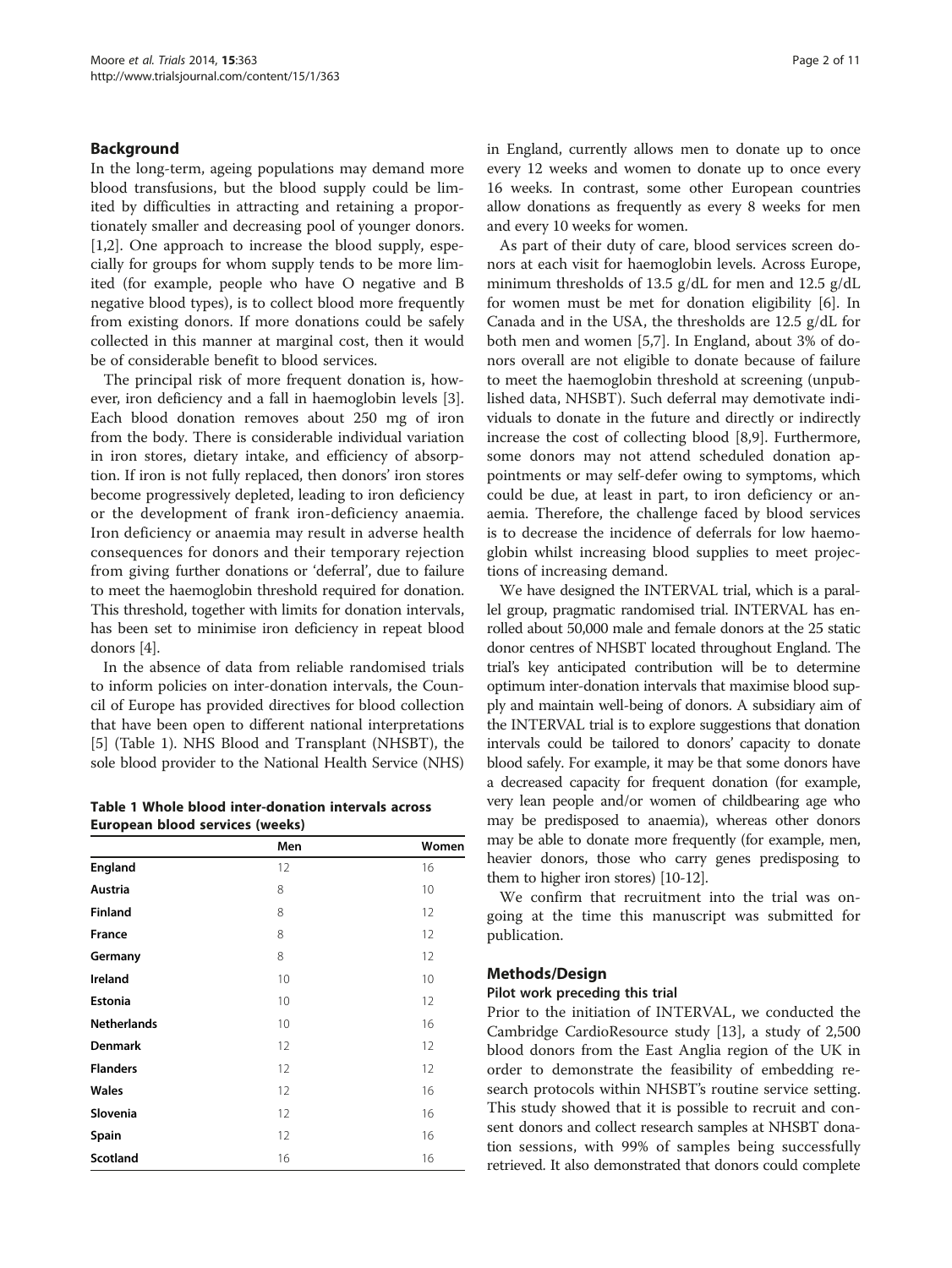## Background

In the long-term, ageing populations may demand more blood transfusions, but the blood supply could be limited by difficulties in attracting and retaining a proportionately smaller and decreasing pool of younger donors. [1,2]. One approach to increase the blood supply, especially for groups for whom supply tends to be more limited (for example, people who have O negative and B negative blood types), is to collect blood more frequently from existing donors. If more donations could be safely collected in this manner at marginal cost, then it would be of considerable benefit to blood services.

The principal risk of more frequent donation is, however, iron deficiency and a fall in haemoglobin levels [3]. Each blood donation removes about 250 mg of iron from the body. There is considerable individual variation in iron stores, dietary intake, and efficiency of absorption. If iron is not fully replaced, then donors' iron stores become progressively depleted, leading to iron deficiency or the development of frank iron-deficiency anaemia. Iron deficiency or anaemia may result in adverse health consequences for donors and their temporary rejection from giving further donations or 'deferral', due to failure to meet the haemoglobin threshold required for donation. This threshold, together with limits for donation intervals, has been set to minimise iron deficiency in repeat blood donors [4].

In the absence of data from reliable randomised trials to inform policies on inter-donation intervals, the Council of Europe has provided directives for blood collection that have been open to different national interpretations [5] (Table 1). NHS Blood and Transplant (NHSBT), the sole blood provider to the National Health Service (NHS) in England, currently allows men to donate up to once every 12 weeks and women to donate up to once every 16 weeks. In contrast, some other European countries allow donations as frequently as every 8 weeks for men and every 10 weeks for women.

**Table 1 Whole blood inter-donation intervals across European blood services (weeks)**

| | Men | Women |
|---|---|---|
| **England** | 12 | 16 |
| **Austria** | 8 | 10 |
| **Finland** | 8 | 12 |
| **France** | 8 | 12 |
| **Germany** | 8 | 12 |
| **Ireland** | 10 | 10 |
| **Estonia** | 10 | 12 |
| **Netherlands** | 10 | 16 |
| **Denmark** | 12 | 12 |
| **Flanders** | 12 | 12 |
| **Wales** | 12 | 16 |
| **Slovenia** | 12 | 16 |
| **Spain** | 12 | 16 |
| **Scotland** | 16 | 16 |

As part of their duty of care, blood services screen donors at each visit for haemoglobin levels. Across Europe, minimum thresholds of 13.5 g/dL for men and 12.5 g/dL for women must be met for donation eligibility [6]. In Canada and in the USA, the thresholds are 12.5 g/dL for both men and women [5,7]. In England, about 3% of donors overall are not eligible to donate because of failure to meet the haemoglobin threshold at screening (unpublished data, NHSBT). Such deferral may demotivate individuals to donate in the future and directly or indirectly increase the cost of collecting blood [8,9]. Furthermore, some donors may not attend scheduled donation appointments or may self-defer owing to symptoms, which could be due, at least in part, to iron deficiency or anaemia. Therefore, the challenge faced by blood services is to decrease the incidence of deferrals for low haemoglobin whilst increasing blood supplies to meet projections of increasing demand.

We have designed the INTERVAL trial, which is a parallel group, pragmatic randomised trial. INTERVAL has enrolled about 50,000 male and female donors at the 25 static donor centres of NHSBT located throughout England. The trial's key anticipated contribution will be to determine optimum inter-donation intervals that maximise blood supply and maintain well-being of donors. A subsidiary aim of the INTERVAL trial is to explore suggestions that donation intervals could be tailored to donors' capacity to donate blood safely. For example, it may be that some donors have a decreased capacity for frequent donation (for example, very lean people and/or women of childbearing age who may be predisposed to anaemia), whereas other donors may be able to donate more frequently (for example, men, heavier donors, those who carry genes predisposing to them to higher iron stores) [10-12].

We confirm that recruitment into the trial was ongoing at the time this manuscript was submitted for publication.

## Methods/Design

### Pilot work preceding this trial

Prior to the initiation of INTERVAL, we conducted the Cambridge CardioResource study [13], a study of 2,500 blood donors from the East Anglia region of the UK in order to demonstrate the feasibility of embedding research protocols within NHSBT's routine service setting. This study showed that it is possible to recruit and consent donors and collect research samples at NHSBT donation sessions, with 99% of samples being successfully retrieved. It also demonstrated that donors could complete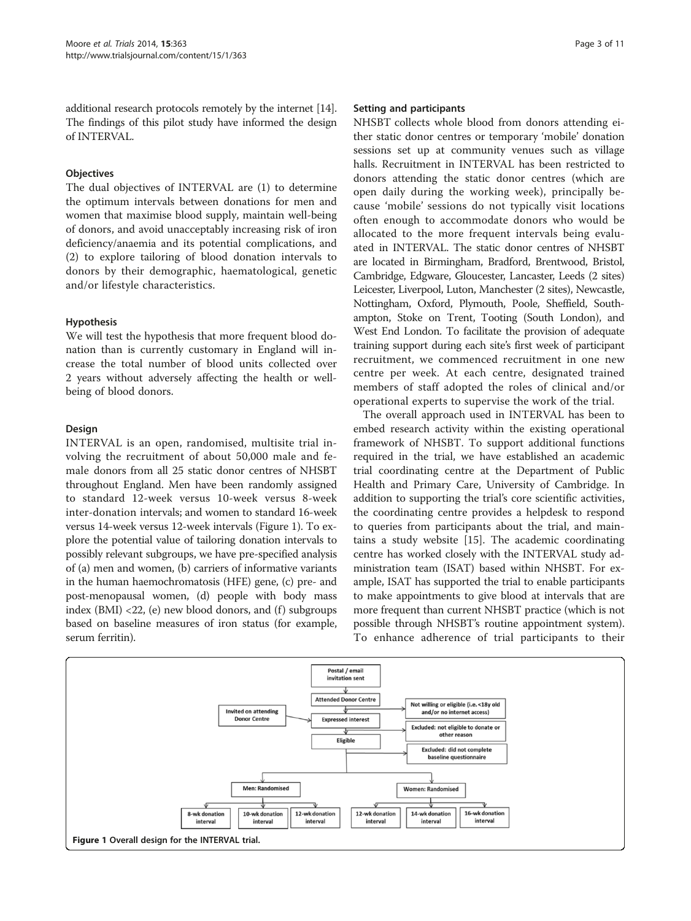additional research protocols remotely by the internet [14]. The findings of this pilot study have informed the design of INTERVAL.

### Objectives

The dual objectives of INTERVAL are (1) to determine the optimum intervals between donations for men and women that maximise blood supply, maintain well-being of donors, and avoid unacceptably increasing risk of iron deficiency/anaemia and its potential complications, and (2) to explore tailoring of blood donation intervals to donors by their demographic, haematological, genetic and/or lifestyle characteristics.

### Hypothesis

We will test the hypothesis that more frequent blood donation than is currently customary in England will increase the total number of blood units collected over 2 years without adversely affecting the health or well-being of blood donors.

### Design

INTERVAL is an open, randomised, multisite trial involving the recruitment of about 50,000 male and female donors from all 25 static donor centres of NHSBT throughout England. Men have been randomly assigned to standard 12-week versus 10-week versus 8-week inter-donation intervals; and women to standard 16-week versus 14-week versus 12-week intervals (Figure 1). To explore the potential value of tailoring donation intervals to possibly relevant subgroups, we have pre-specified analysis of (a) men and women, (b) carriers of informative variants in the human haemochromatosis (HFE) gene, (c) pre- and post-menopausal women, (d) people with body mass index (BMI) <22, (e) new blood donors, and (f) subgroups based on baseline measures of iron status (for example, serum ferritin).

### Setting and participants

NHSBT collects whole blood from donors attending either static donor centres or temporary 'mobile' donation sessions set up at community venues such as village halls. Recruitment in INTERVAL has been restricted to donors attending the static donor centres (which are open daily during the working week), principally because 'mobile' sessions do not typically visit locations often enough to accommodate donors who would be allocated to the more frequent intervals being evaluated in INTERVAL. The static donor centres of NHSBT are located in Birmingham, Bradford, Brentwood, Bristol, Cambridge, Edgware, Gloucester, Lancaster, Leeds (2 sites) Leicester, Liverpool, Luton, Manchester (2 sites), Newcastle, Nottingham, Oxford, Plymouth, Poole, Sheffield, Southampton, Stoke on Trent, Tooting (South London), and West End London. To facilitate the provision of adequate training support during each site's first week of participant recruitment, we commenced recruitment in one new centre per week. At each centre, designated trained members of staff adopted the roles of clinical and/or operational experts to supervise the work of the trial.

The overall approach used in INTERVAL has been to embed research activity within the existing operational framework of NHSBT. To support additional functions required in the trial, we have established an academic trial coordinating centre at the Department of Public Health and Primary Care, University of Cambridge. In addition to supporting the trial's core scientific activities, the coordinating centre provides a helpdesk to respond to queries from participants about the trial, and maintains a study website [15]. The academic coordinating centre has worked closely with the INTERVAL study administration team (ISAT) based within NHSBT. For example, ISAT has supported the trial to enable participants to make appointments to give blood at intervals that are more frequent than current NHSBT practice (which is not possible through NHSBT's routine appointment system). To enhance adherence of trial participants to their

Postal / email invitation sent → Attended Donor Centre → Expressed interest (also: Invited on attending Donor Centre) → Eligible

- Not willing or eligible (i.e. <18y old and/or no internet access)
- Excluded: not eligible to donate or other reason
- Excluded: did not complete baseline questionnaire

Men: Randomised → 8-wk donation interval | 10-wk donation interval | 12-wk donation interval

Women: Randomised → 12-wk donation interval | 14-wk donation interval | 16-wk donation interval

**Figure 1 Overall design for the INTERVAL trial.**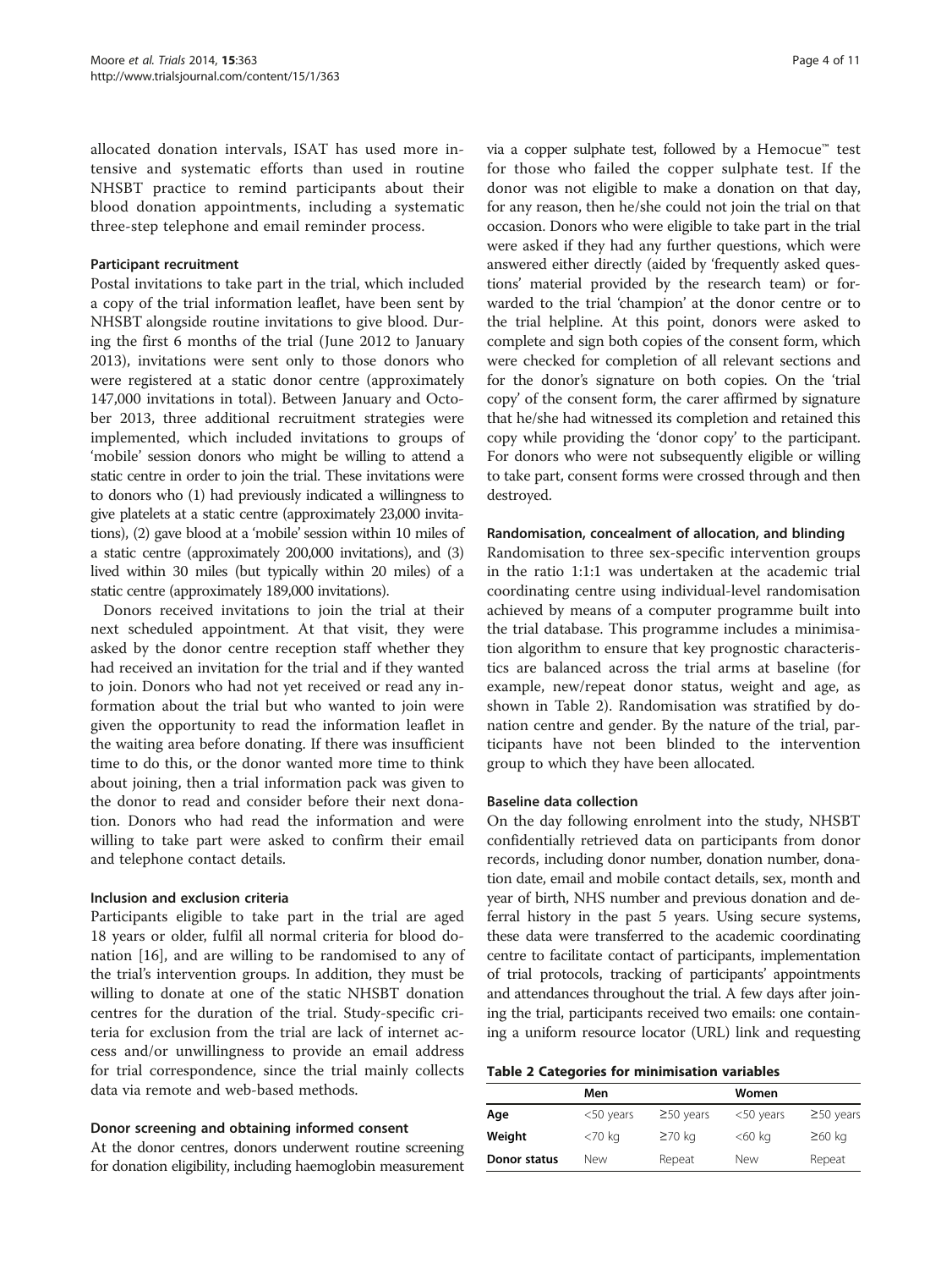allocated donation intervals, ISAT has used more intensive and systematic efforts than used in routine NHSBT practice to remind participants about their blood donation appointments, including a systematic three-step telephone and email reminder process.

### Participant recruitment

Postal invitations to take part in the trial, which included a copy of the trial information leaflet, have been sent by NHSBT alongside routine invitations to give blood. During the first 6 months of the trial (June 2012 to January 2013), invitations were sent only to those donors who were registered at a static donor centre (approximately 147,000 invitations in total). Between January and October 2013, three additional recruitment strategies were implemented, which included invitations to groups of 'mobile' session donors who might be willing to attend a static centre in order to join the trial. These invitations were to donors who (1) had previously indicated a willingness to give platelets at a static centre (approximately 23,000 invitations), (2) gave blood at a 'mobile' session within 10 miles of a static centre (approximately 200,000 invitations), and (3) lived within 30 miles (but typically within 20 miles) of a static centre (approximately 189,000 invitations).

Donors received invitations to join the trial at their next scheduled appointment. At that visit, they were asked by the donor centre reception staff whether they had received an invitation for the trial and if they wanted to join. Donors who had not yet received or read any information about the trial but who wanted to join were given the opportunity to read the information leaflet in the waiting area before donating. If there was insufficient time to do this, or the donor wanted more time to think about joining, then a trial information pack was given to the donor to read and consider before their next donation. Donors who had read the information and were willing to take part were asked to confirm their email and telephone contact details.

### Inclusion and exclusion criteria

Participants eligible to take part in the trial are aged 18 years or older, fulfil all normal criteria for blood donation [16], and are willing to be randomised to any of the trial's intervention groups. In addition, they must be willing to donate at one of the static NHSBT donation centres for the duration of the trial. Study-specific criteria for exclusion from the trial are lack of internet access and/or unwillingness to provide an email address for trial correspondence, since the trial mainly collects data via remote and web-based methods.

### Donor screening and obtaining informed consent

At the donor centres, donors underwent routine screening for donation eligibility, including haemoglobin measurement via a copper sulphate test, followed by a Hemocue™ test for those who failed the copper sulphate test. If the donor was not eligible to make a donation on that day, for any reason, then he/she could not join the trial on that occasion. Donors who were eligible to take part in the trial were asked if they had any further questions, which were answered either directly (aided by 'frequently asked questions' material provided by the research team) or forwarded to the trial 'champion' at the donor centre or to the trial helpline. At this point, donors were asked to complete and sign both copies of the consent form, which were checked for completion of all relevant sections and for the donor's signature on both copies. On the 'trial copy' of the consent form, the carer affirmed by signature that he/she had witnessed its completion and retained this copy while providing the 'donor copy' to the participant. For donors who were not subsequently eligible or willing to take part, consent forms were crossed through and then destroyed.

### Randomisation, concealment of allocation, and blinding

Randomisation to three sex-specific intervention groups in the ratio 1:1:1 was undertaken at the academic trial coordinating centre using individual-level randomisation achieved by means of a computer programme built into the trial database. This programme includes a minimisation algorithm to ensure that key prognostic characteristics are balanced across the trial arms at baseline (for example, new/repeat donor status, weight and age, as shown in Table 2). Randomisation was stratified by donation centre and gender. By the nature of the trial, participants have not been blinded to the intervention group to which they have been allocated.

### Baseline data collection

On the day following enrolment into the study, NHSBT confidentially retrieved data on participants from donor records, including donor number, donation number, donation date, email and mobile contact details, sex, month and year of birth, NHS number and previous donation and deferral history in the past 5 years. Using secure systems, these data were transferred to the academic coordinating centre to facilitate contact of participants, implementation of trial protocols, tracking of participants' appointments and attendances throughout the trial. A few days after joining the trial, participants received two emails: one containing a uniform resource locator (URL) link and requesting

**Table 2 Categories for minimisation variables**

| | Men | | Women | |
|---|---|---|---|---|
| **Age** | <50 years | ≥50 years | <50 years | ≥50 years |
| **Weight** | <70 kg | ≥70 kg | <60 kg | ≥60 kg |
| **Donor status** | New | Repeat | New | Repeat |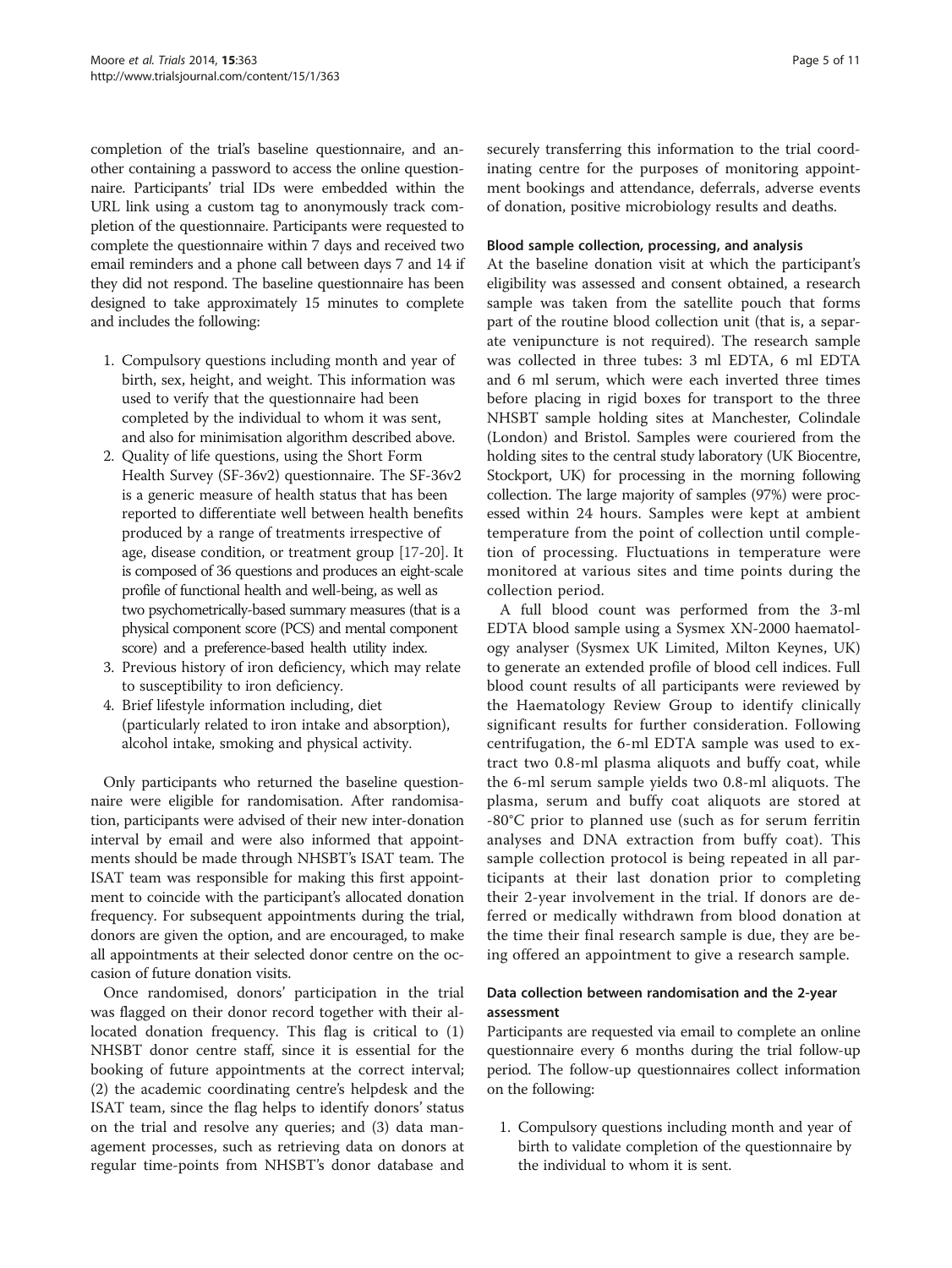completion of the trial's baseline questionnaire, and another containing a password to access the online questionnaire. Participants' trial IDs were embedded within the URL link using a custom tag to anonymously track completion of the questionnaire. Participants were requested to complete the questionnaire within 7 days and received two email reminders and a phone call between days 7 and 14 if they did not respond. The baseline questionnaire has been designed to take approximately 15 minutes to complete and includes the following:

1. Compulsory questions including month and year of birth, sex, height, and weight. This information was used to verify that the questionnaire had been completed by the individual to whom it was sent, and also for minimisation algorithm described above.
2. Quality of life questions, using the Short Form Health Survey (SF-36v2) questionnaire. The SF-36v2 is a generic measure of health status that has been reported to differentiate well between health benefits produced by a range of treatments irrespective of age, disease condition, or treatment group [17-20]. It is composed of 36 questions and produces an eight-scale profile of functional health and well-being, as well as two psychometrically-based summary measures (that is a physical component score (PCS) and mental component score) and a preference-based health utility index.
3. Previous history of iron deficiency, which may relate to susceptibility to iron deficiency.
4. Brief lifestyle information including, diet (particularly related to iron intake and absorption), alcohol intake, smoking and physical activity.

Only participants who returned the baseline questionnaire were eligible for randomisation. After randomisation, participants were advised of their new inter-donation interval by email and were also informed that appointments should be made through NHSBT's ISAT team. The ISAT team was responsible for making this first appointment to coincide with the participant's allocated donation frequency. For subsequent appointments during the trial, donors are given the option, and are encouraged, to make all appointments at their selected donor centre on the occasion of future donation visits.

Once randomised, donors' participation in the trial was flagged on their donor record together with their allocated donation frequency. This flag is critical to (1) NHSBT donor centre staff, since it is essential for the booking of future appointments at the correct interval; (2) the academic coordinating centre's helpdesk and the ISAT team, since the flag helps to identify donors' status on the trial and resolve any queries; and (3) data management processes, such as retrieving data on donors at regular time-points from NHSBT's donor database and securely transferring this information to the trial coordinating centre for the purposes of monitoring appointment bookings and attendance, deferrals, adverse events of donation, positive microbiology results and deaths.

### Blood sample collection, processing, and analysis

At the baseline donation visit at which the participant's eligibility was assessed and consent obtained, a research sample was taken from the satellite pouch that forms part of the routine blood collection unit (that is, a separate venipuncture is not required). The research sample was collected in three tubes: 3 ml EDTA, 6 ml EDTA and 6 ml serum, which were each inverted three times before placing in rigid boxes for transport to the three NHSBT sample holding sites at Manchester, Colindale (London) and Bristol. Samples were couriered from the holding sites to the central study laboratory (UK Biocentre, Stockport, UK) for processing in the morning following collection. The large majority of samples (97%) were processed within 24 hours. Samples were kept at ambient temperature from the point of collection until completion of processing. Fluctuations in temperature were monitored at various sites and time points during the collection period.

A full blood count was performed from the 3-ml EDTA blood sample using a Sysmex XN-2000 haematology analyser (Sysmex UK Limited, Milton Keynes, UK) to generate an extended profile of blood cell indices. Full blood count results of all participants were reviewed by the Haematology Review Group to identify clinically significant results for further consideration. Following centrifugation, the 6-ml EDTA sample was used to extract two 0.8-ml plasma aliquots and buffy coat, while the 6-ml serum sample yields two 0.8-ml aliquots. The plasma, serum and buffy coat aliquots are stored at -80°C prior to planned use (such as for serum ferritin analyses and DNA extraction from buffy coat). This sample collection protocol is being repeated in all participants at their last donation prior to completing their 2-year involvement in the trial. If donors are deferred or medically withdrawn from blood donation at the time their final research sample is due, they are being offered an appointment to give a research sample.

### Data collection between randomisation and the 2-year assessment

Participants are requested via email to complete an online questionnaire every 6 months during the trial follow-up period. The follow-up questionnaires collect information on the following:

1. Compulsory questions including month and year of birth to validate completion of the questionnaire by the individual to whom it is sent.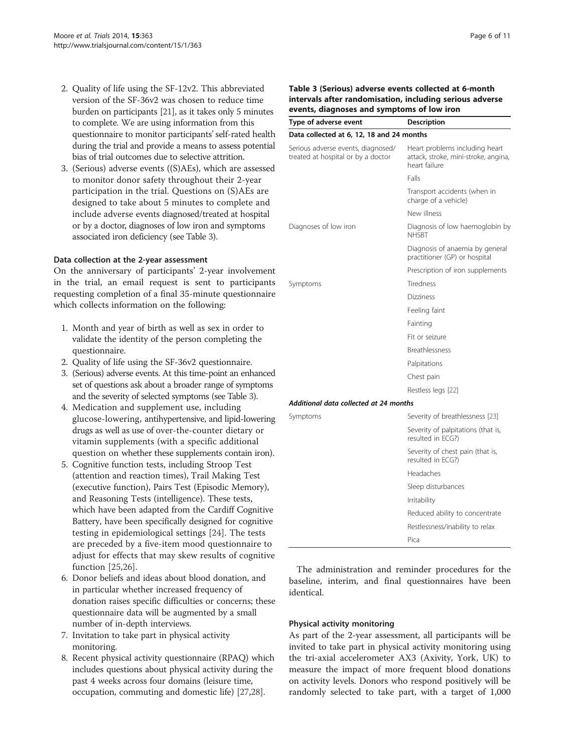2. Quality of life using the SF-12v2. This abbreviated version of the SF-36v2 was chosen to reduce time burden on participants [21], as it takes only 5 minutes to complete. We are using information from this questionnaire to monitor participants' self-rated health during the trial and provide a means to assess potential bias of trial outcomes due to selective attrition.
3. (Serious) adverse events ((S)AEs), which are assessed to monitor donor safety throughout their 2-year participation in the trial. Questions on (S)AEs are designed to take about 5 minutes to complete and include adverse events diagnosed/treated at hospital or by a doctor, diagnoses of low iron and symptoms associated iron deficiency (see Table 3).

#### Data collection at the 2-year assessment

On the anniversary of participants' 2-year involvement in the trial, an email request is sent to participants requesting completion of a final 35-minute questionnaire which collects information on the following:

1. Month and year of birth as well as sex in order to validate the identity of the person completing the questionnaire.
2. Quality of life using the SF-36v2 questionnaire.
3. (Serious) adverse events. At this time-point an enhanced set of questions ask about a broader range of symptoms and the severity of selected symptoms (see Table 3).
4. Medication and supplement use, including glucose-lowering, antihypertensive, and lipid-lowering drugs as well as use of over-the-counter dietary or vitamin supplements (with a specific additional question on whether these supplements contain iron).
5. Cognitive function tests, including Stroop Test (attention and reaction times), Trail Making Test (executive function), Pairs Test (Episodic Memory), and Reasoning Tests (intelligence). These tests, which have been adapted from the Cardiff Cognitive Battery, have been specifically designed for cognitive testing in epidemiological settings [24]. The tests are preceded by a five-item mood questionnaire to adjust for effects that may skew results of cognitive function [25,26].
6. Donor beliefs and ideas about blood donation, and in particular whether increased frequency of donation raises specific difficulties or concerns; these questionnaire data will be augmented by a small number of in-depth interviews.
7. Invitation to take part in physical activity monitoring.
8. Recent physical activity questionnaire (RPAQ) which includes questions about physical activity during the past 4 weeks across four domains (leisure time, occupation, commuting and domestic life) [27,28].

**Table 3 (Serious) adverse events collected at 6-month intervals after randomisation, including serious adverse events, diagnoses and symptoms of low iron**

| Type of adverse event | Description |
|---|---|
| **Data collected at 6, 12, 18 and 24 months** | |
| Serious adverse events, diagnosed/treated at hospital or by a doctor | Heart problems including heart attack, stroke, mini-stroke, angina, heart failure |
| | Falls |
| | Transport accidents (when in charge of a vehicle) |
| | New illness |
| Diagnoses of low iron | Diagnosis of low haemoglobin by NHSBT |
| | Diagnosis of anaemia by general practitioner (GP) or hospital |
| | Prescription of iron supplements |
| Symptoms | Tiredness |
| | Dizziness |
| | Feeling faint |
| | Fainting |
| | Fit or seizure |
| | Breathlessness |
| | Palpitations |
| | Chest pain |
| | Restless legs [22] |
| ***Additional data collected at 24 months*** | |
| Symptoms | Severity of breathlessness [23] |
| | Severity of palpitations (that is, resulted in ECG?) |
| | Severity of chest pain (that is, resulted in ECG?) |
| | Headaches |
| | Sleep disturbances |
| | Irritability |
| | Reduced ability to concentrate |
| | Restlessness/inability to relax |
| | Pica |

The administration and reminder procedures for the baseline, interim, and final questionnaires have been identical.

#### Physical activity monitoring

As part of the 2-year assessment, all participants will be invited to take part in physical activity monitoring using the tri-axial accelerometer AX3 (Axivity, York, UK) to measure the impact of more frequent blood donations on activity levels. Donors who respond positively will be randomly selected to take part, with a target of 1,000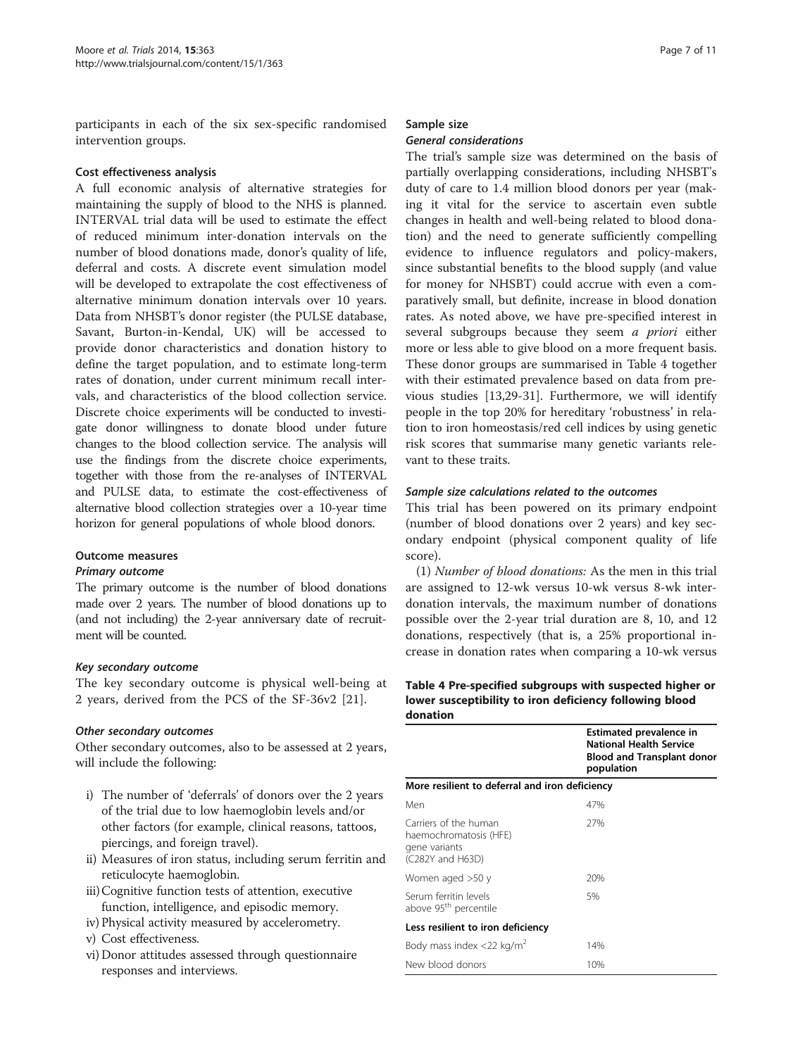participants in each of the six sex-specific randomised intervention groups.

### Cost effectiveness analysis

A full economic analysis of alternative strategies for maintaining the supply of blood to the NHS is planned. INTERVAL trial data will be used to estimate the effect of reduced minimum inter-donation intervals on the number of blood donations made, donor's quality of life, deferral and costs. A discrete event simulation model will be developed to extrapolate the cost effectiveness of alternative minimum donation intervals over 10 years. Data from NHSBT's donor register (the PULSE database, Savant, Burton-in-Kendal, UK) will be accessed to provide donor characteristics and donation history to define the target population, and to estimate long-term rates of donation, under current minimum recall intervals, and characteristics of the blood collection service. Discrete choice experiments will be conducted to investigate donor willingness to donate blood under future changes to the blood collection service. The analysis will use the findings from the discrete choice experiments, together with those from the re-analyses of INTERVAL and PULSE data, to estimate the cost-effectiveness of alternative blood collection strategies over a 10-year time horizon for general populations of whole blood donors.

### Outcome measures

#### Primary outcome

The primary outcome is the number of blood donations made over 2 years. The number of blood donations up to (and not including) the 2-year anniversary date of recruitment will be counted.

#### Key secondary outcome

The key secondary outcome is physical well-being at 2 years, derived from the PCS of the SF-36v2 [21].

#### Other secondary outcomes

Other secondary outcomes, also to be assessed at 2 years, will include the following:

i) The number of 'deferrals' of donors over the 2 years of the trial due to low haemoglobin levels and/or other factors (for example, clinical reasons, tattoos, piercings, and foreign travel).
ii) Measures of iron status, including serum ferritin and reticulocyte haemoglobin.
iii) Cognitive function tests of attention, executive function, intelligence, and episodic memory.
iv) Physical activity measured by accelerometry.
v) Cost effectiveness.
vi) Donor attitudes assessed through questionnaire responses and interviews.

### Sample size

#### General considerations

The trial's sample size was determined on the basis of partially overlapping considerations, including NHSBT's duty of care to 1.4 million blood donors per year (making it vital for the service to ascertain even subtle changes in health and well-being related to blood donation) and the need to generate sufficiently compelling evidence to influence regulators and policy-makers, since substantial benefits to the blood supply (and value for money for NHSBT) could accrue with even a comparatively small, but definite, increase in blood donation rates. As noted above, we have pre-specified interest in several subgroups because they seem *a priori* either more or less able to give blood on a more frequent basis. These donor groups are summarised in Table 4 together with their estimated prevalence based on data from previous studies [13,29-31]. Furthermore, we will identify people in the top 20% for hereditary 'robustness' in relation to iron homeostasis/red cell indices by using genetic risk scores that summarise many genetic variants relevant to these traits.

#### Sample size calculations related to the outcomes

This trial has been powered on its primary endpoint (number of blood donations over 2 years) and key secondary endpoint (physical component quality of life score).

(1) *Number of blood donations:* As the men in this trial are assigned to 12-wk versus 10-wk versus 8-wk inter-donation intervals, the maximum number of donations possible over the 2-year trial duration are 8, 10, and 12 donations, respectively (that is, a 25% proportional increase in donation rates when comparing a 10-wk versus

**Table 4 Pre-specified subgroups with suspected higher or lower susceptibility to iron deficiency following blood donation**

| | Estimated prevalence in National Health Service Blood and Transplant donor population |
|---|---|
| **More resilient to deferral and iron deficiency** | |
| Men | 47% |
| Carriers of the human haemochromatosis (HFE) gene variants (C282Y and H63D) | 27% |
| Women aged >50 y | 20% |
| Serum ferritin levels above 95th percentile | 5% |
| **Less resilient to iron deficiency** | |
| Body mass index <22 kg/m$^2$ | 14% |
| New blood donors | 10% |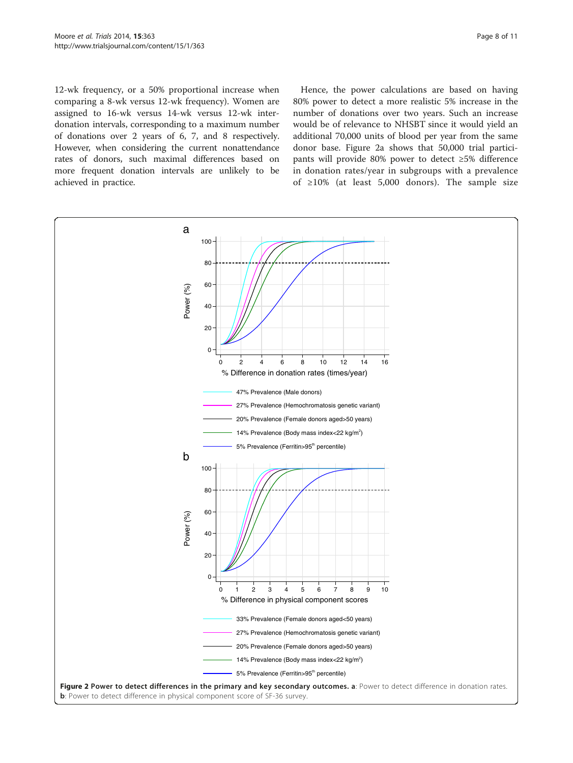12-wk frequency, or a 50% proportional increase when comparing a 8-wk versus 12-wk frequency). Women are assigned to 16-wk versus 14-wk versus 12-wk inter-donation intervals, corresponding to a maximum number of donations over 2 years of 6, 7, and 8 respectively. However, when considering the current nonattendance rates of donors, such maximal differences based on more frequent donation intervals are unlikely to be achieved in practice.

Hence, the power calculations are based on having 80% power to detect a more realistic 5% increase in the number of donations over two years. Such an increase would be of relevance to NHSBT since it would yield an additional 70,000 units of blood per year from the same donor base. Figure 2a shows that 50,000 trial participants will provide 80% power to detect ≥5% difference in donation rates/year in subgroups with a prevalence of ≥10% (at least 5,000 donors). The sample size

**Figure 2 Power to detect differences in the primary and key secondary outcomes. a**: Power to detect difference in donation rates. **b**: Power to detect difference in physical component score of SF-36 survey.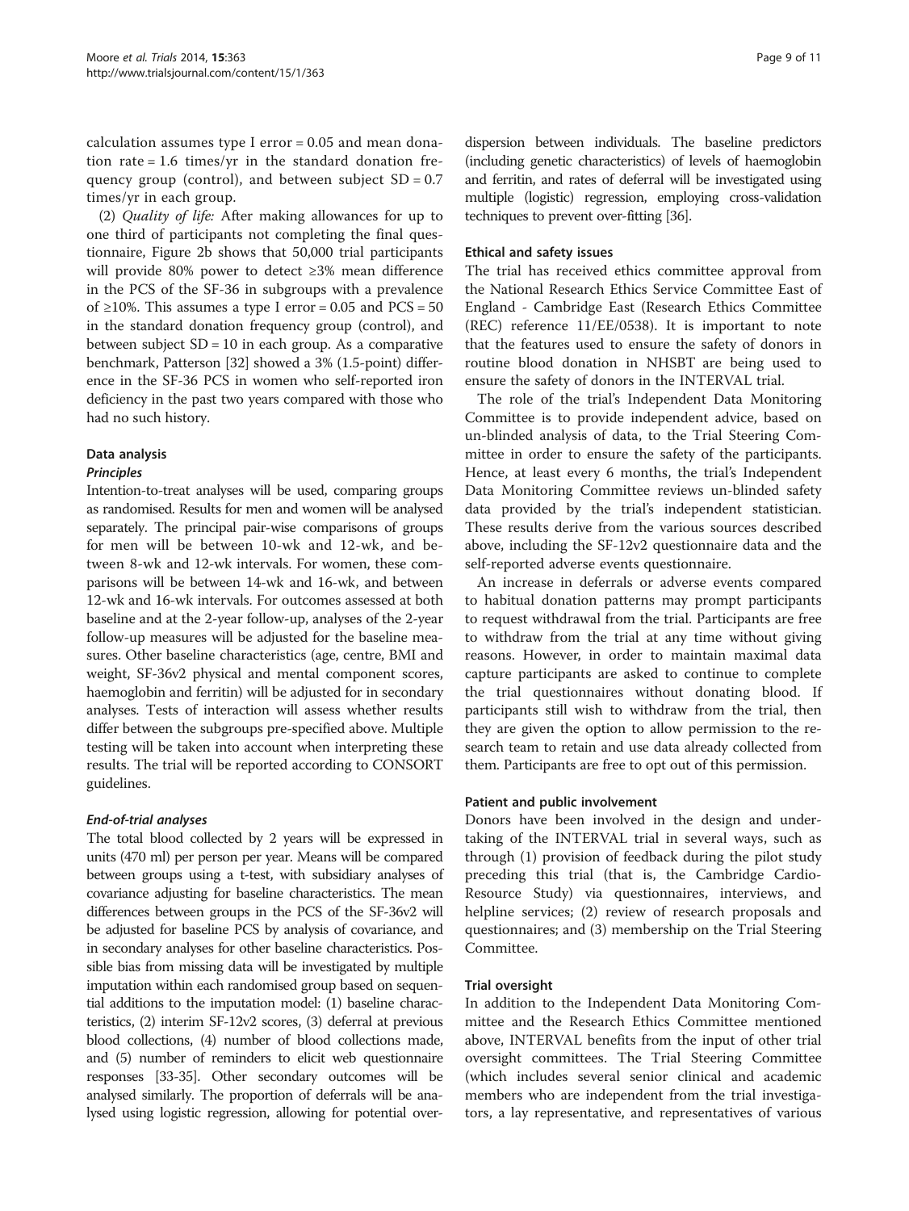calculation assumes type I error = 0.05 and mean donation rate = 1.6 times/yr in the standard donation frequency group (control), and between subject SD = 0.7 times/yr in each group.

(2) *Quality of life:* After making allowances for up to one third of participants not completing the final questionnaire, Figure 2b shows that 50,000 trial participants will provide 80% power to detect ≥3% mean difference in the PCS of the SF-36 in subgroups with a prevalence of ≥10%. This assumes a type I error = 0.05 and PCS = 50 in the standard donation frequency group (control), and between subject SD = 10 in each group. As a comparative benchmark, Patterson [32] showed a 3% (1.5-point) difference in the SF-36 PCS in women who self-reported iron deficiency in the past two years compared with those who had no such history.

### Data analysis

#### *Principles*

Intention-to-treat analyses will be used, comparing groups as randomised. Results for men and women will be analysed separately. The principal pair-wise comparisons of groups for men will be between 10-wk and 12-wk, and between 8-wk and 12-wk intervals. For women, these comparisons will be between 14-wk and 16-wk, and between 12-wk and 16-wk intervals. For outcomes assessed at both baseline and at the 2-year follow-up, analyses of the 2-year follow-up measures will be adjusted for the baseline measures. Other baseline characteristics (age, centre, BMI and weight, SF-36v2 physical and mental component scores, haemoglobin and ferritin) will be adjusted for in secondary analyses. Tests of interaction will assess whether results differ between the subgroups pre-specified above. Multiple testing will be taken into account when interpreting these results. The trial will be reported according to CONSORT guidelines.

#### *End-of-trial analyses*

The total blood collected by 2 years will be expressed in units (470 ml) per person per year. Means will be compared between groups using a t-test, with subsidiary analyses of covariance adjusting for baseline characteristics. The mean differences between groups in the PCS of the SF-36v2 will be adjusted for baseline PCS by analysis of covariance, and in secondary analyses for other baseline characteristics. Possible bias from missing data will be investigated by multiple imputation within each randomised group based on sequential additions to the imputation model: (1) baseline characteristics, (2) interim SF-12v2 scores, (3) deferral at previous blood collections, (4) number of blood collections made, and (5) number of reminders to elicit web questionnaire responses [33-35]. Other secondary outcomes will be analysed similarly. The proportion of deferrals will be analysed using logistic regression, allowing for potential over-dispersion between individuals. The baseline predictors (including genetic characteristics) of levels of haemoglobin and ferritin, and rates of deferral will be investigated using multiple (logistic) regression, employing cross-validation techniques to prevent over-fitting [36].

### Ethical and safety issues

The trial has received ethics committee approval from the National Research Ethics Service Committee East of England - Cambridge East (Research Ethics Committee (REC) reference 11/EE/0538). It is important to note that the features used to ensure the safety of donors in routine blood donation in NHSBT are being used to ensure the safety of donors in the INTERVAL trial.

The role of the trial's Independent Data Monitoring Committee is to provide independent advice, based on un-blinded analysis of data, to the Trial Steering Committee in order to ensure the safety of the participants. Hence, at least every 6 months, the trial's Independent Data Monitoring Committee reviews un-blinded safety data provided by the trial's independent statistician. These results derive from the various sources described above, including the SF-12v2 questionnaire data and the self-reported adverse events questionnaire.

An increase in deferrals or adverse events compared to habitual donation patterns may prompt participants to request withdrawal from the trial. Participants are free to withdraw from the trial at any time without giving reasons. However, in order to maintain maximal data capture participants are asked to continue to complete the trial questionnaires without donating blood. If participants still wish to withdraw from the trial, then they are given the option to allow permission to the research team to retain and use data already collected from them. Participants are free to opt out of this permission.

### Patient and public involvement

Donors have been involved in the design and undertaking of the INTERVAL trial in several ways, such as through (1) provision of feedback during the pilot study preceding this trial (that is, the Cambridge Cardio-Resource Study) via questionnaires, interviews, and helpline services; (2) review of research proposals and questionnaires; and (3) membership on the Trial Steering Committee.

### Trial oversight

In addition to the Independent Data Monitoring Committee and the Research Ethics Committee mentioned above, INTERVAL benefits from the input of other trial oversight committees. The Trial Steering Committee (which includes several senior clinical and academic members who are independent from the trial investigators, a lay representative, and representatives of various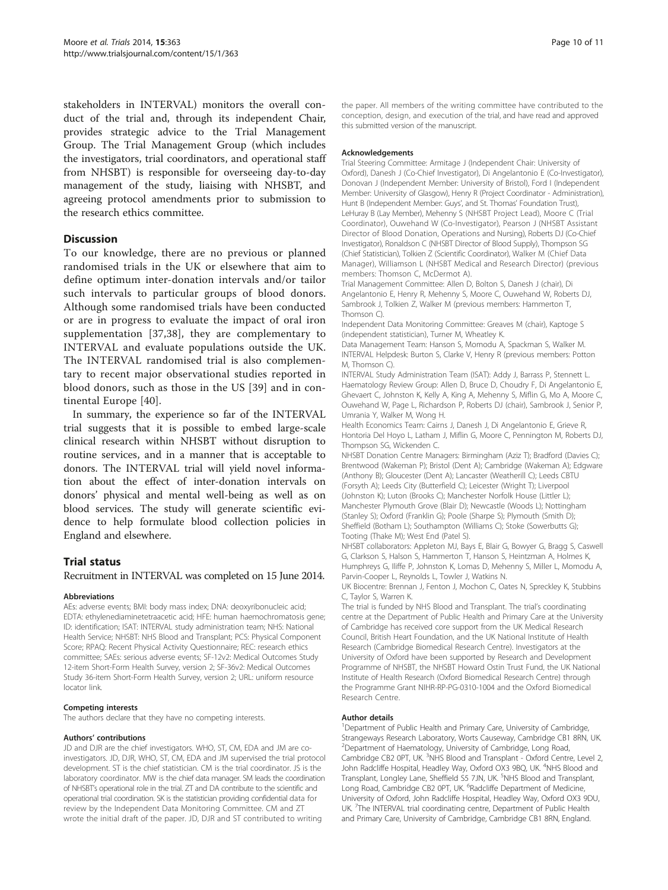stakeholders in INTERVAL) monitors the overall conduct of the trial and, through its independent Chair, provides strategic advice to the Trial Management Group. The Trial Management Group (which includes the investigators, trial coordinators, and operational staff from NHSBT) is responsible for overseeing day-to-day management of the study, liaising with NHSBT, and agreeing protocol amendments prior to submission to the research ethics committee.

## Discussion

To our knowledge, there are no previous or planned randomised trials in the UK or elsewhere that aim to define optimum inter-donation intervals and/or tailor such intervals to particular groups of blood donors. Although some randomised trials have been conducted or are in progress to evaluate the impact of oral iron supplementation [37,38], they are complementary to INTERVAL and evaluate populations outside the UK. The INTERVAL randomised trial is also complementary to recent major observational studies reported in blood donors, such as those in the US [39] and in continental Europe [40].

In summary, the experience so far of the INTERVAL trial suggests that it is possible to embed large-scale clinical research within NHSBT without disruption to routine services, and in a manner that is acceptable to donors. The INTERVAL trial will yield novel information about the effect of inter-donation intervals on donors' physical and mental well-being as well as on blood services. The study will generate scientific evidence to help formulate blood collection policies in England and elsewhere.

## Trial status

Recruitment in INTERVAL was completed on 15 June 2014.

#### Abbreviations

AEs: adverse events; BMI: body mass index; DNA: deoxyribonucleic acid; EDTA: ethylenediaminetetraacetic acid; HFE: human haemochromatosis gene; ID: identification; ISAT: INTERVAL study administration team; NHS: National Health Service; NHSBT: NHS Blood and Transplant; PCS: Physical Component Score; RPAQ: Recent Physical Activity Questionnaire; REC: research ethics committee; SAEs: serious adverse events; SF-12v2: Medical Outcomes Study 12-item Short-Form Health Survey, version 2; SF-36v2: Medical Outcomes Study 36-item Short-Form Health Survey, version 2; URL: uniform resource locator link.

#### Competing interests

The authors declare that they have no competing interests.

#### Authors' contributions

JD and DJR are the chief investigators. WHO, ST, CM, EDA and JM are co-investigators. JD, DJR, WHO, ST, CM, EDA and JM supervised the trial protocol development. ST is the chief statistician. CM is the trial coordinator. JS is the laboratory coordinator. MW is the chief data manager. SM leads the coordination of NHSBT's operational role in the trial. ZT and DA contribute to the scientific and operational trial coordination. SK is the statistician providing confidential data for review by the Independent Data Monitoring Committee. CM and ZT wrote the initial draft of the paper. JD, DJR and ST contributed to writing the paper. All members of the writing committee have contributed to the conception, design, and execution of the trial, and have read and approved this submitted version of the manuscript.

#### Acknowledgements

Trial Steering Committee: Armitage J (Independent Chair: University of Oxford), Danesh J (Co-Chief Investigator), Di Angelantonio E (Co-Investigator), Donovan J (Independent Member: University of Bristol), Ford I (Independent Member: University of Glasgow), Henry R (Project Coordinator - Administration), Hunt B (Independent Member: Guys', and St. Thomas' Foundation Trust), LeHuray B (Lay Member), Mehenny S (NHSBT Project Lead), Moore C (Trial Coordinator), Ouwehand W (Co-Investigator), Pearson J (NHSBT Assistant Director of Blood Donation, Operations and Nursing), Roberts DJ (Co-Chief Investigator), Ronaldson C (NHSBT Director of Blood Supply), Thompson SG (Chief Statistician), Tolkien Z (Scientific Coordinator), Walker M (Chief Data Manager), Williamson L (NHSBT Medical and Research Director) (previous members: Thomson C, McDermot A).

Trial Management Committee: Allen D, Bolton S, Danesh J (chair), Di Angelantonio E, Henry R, Mehenny S, Moore C, Ouwehand W, Roberts DJ, Sambrook J, Tolkien Z, Walker M (previous members: Hammerton T, Thomson C).

Independent Data Monitoring Committee: Greaves M (chair), Kaptoge S (independent statistician), Turner M, Wheatley K.

Data Management Team: Hanson S, Momodu A, Spackman S, Walker M.

INTERVAL Helpdesk: Burton S, Clarke V, Henry R (previous members: Potton M, Thomson C).

INTERVAL Study Administration Team (ISAT): Addy J, Barrass P, Stennett L.

Haematology Review Group: Allen D, Bruce D, Choudry F, Di Angelantonio E, Ghevaert C, Johnston K, Kelly A, King A, Mehenny S, Miflin G, Mo A, Moore C, Ouwehand W, Page L, Richardson P, Roberts DJ (chair), Sambrook J, Senior P, Umrania Y, Walker M, Wong H.

Health Economics Team: Cairns J, Danesh J, Di Angelantonio E, Grieve R, Hontoria Del Hoyo L, Latham J, Miflin G, Moore C, Pennington M, Roberts DJ, Thompson SG, Wickenden C.

NHSBT Donation Centre Managers: Birmingham (Aziz T); Bradford (Davies C); Brentwood (Wakeman P); Bristol (Dent A); Cambridge (Wakeman A); Edgware (Anthony B); Gloucester (Dent A); Lancaster (Weatherill C); Leeds CBTU (Forsyth A); Leeds City (Butterfield C); Leicester (Wright T); Liverpool (Johnston K); Luton (Brooks C); Manchester Norfolk House (Littler L); Manchester Plymouth Grove (Blair D); Newcastle (Woods L); Nottingham (Stanley S); Oxford (Franklin G); Poole (Sharpe S); Plymouth (Smith D); Sheffield (Botham L); Southampton (Williams C); Stoke (Sowerbutts G); Tooting (Thake M); West End (Patel S).

NHSBT collaborators: Appleton MJ, Bays E, Blair G, Bowyer G, Bragg S, Caswell G, Clarkson S, Halson S, Hammerton T, Hanson S, Heintzman A, Holmes K, Humphreys G, Iliffe P, Johnston K, Lomas D, Mehenny S, Miller L, Momodu A, Parvin-Cooper L, Reynolds L, Towler J, Watkins N.

UK Biocentre: Brennan J, Fenton J, Mochon C, Oates N, Spreckley K, Stubbins C, Taylor S, Warren K.

The trial is funded by NHS Blood and Transplant. The trial's coordinating centre at the Department of Public Health and Primary Care at the University of Cambridge has received core support from the UK Medical Research Council, British Heart Foundation, and the UK National Institute of Health Research (Cambridge Biomedical Research Centre). Investigators at the University of Oxford have been supported by Research and Development Programme of NHSBT, the NHSBT Howard Ostin Trust Fund, the UK National Institute of Health Research (Oxford Biomedical Research Centre) through the Programme Grant NIHR-RP-PG-0310-1004 and the Oxford Biomedical Research Centre.

#### Author details

[1]Department of Public Health and Primary Care, University of Cambridge, Strangeways Research Laboratory, Worts Causeway, Cambridge CB1 8RN, UK. [2]Department of Haematology, University of Cambridge, Long Road, Cambridge CB2 0PT, UK. [3]NHS Blood and Transplant - Oxford Centre, Level 2, John Radcliffe Hospital, Headley Way, Oxford OX3 9BQ, UK. [4]NHS Blood and Transplant, Longley Lane, Sheffield S5 7JN, UK. [5]NHS Blood and Transplant, Long Road, Cambridge CB2 0PT, UK. [6]Radcliffe Department of Medicine, University of Oxford, John Radcliffe Hospital, Headley Way, Oxford OX3 9DU, UK. [7]The INTERVAL trial coordinating centre, Department of Public Health and Primary Care, University of Cambridge, Cambridge CB1 8RN, England.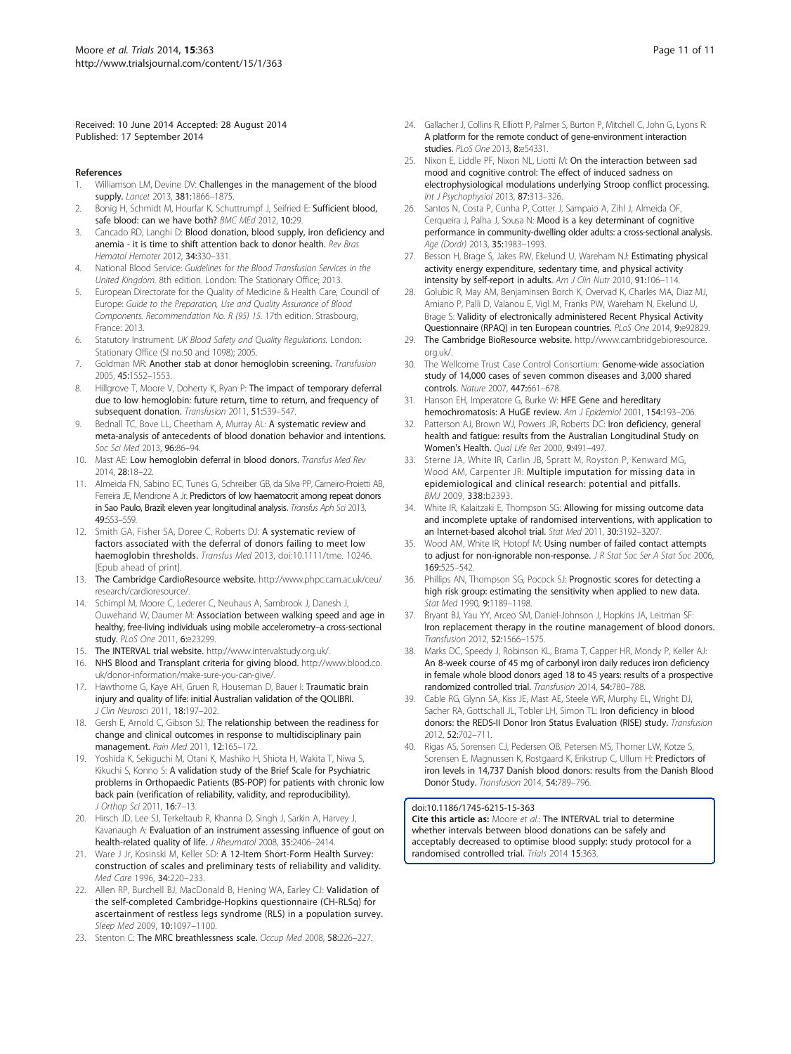Received: 10 June 2014 Accepted: 28 August 2014
Published: 17 September 2014

## References

1. Williamson LM, Devine DV: **Challenges in the management of the blood supply.** *Lancet* 2013, **381:**1866–1875.
2. Bonig H, Schmidt M, Hourfar K, Schuttrumpf J, Seifried E: **Sufficient blood, safe blood: can we have both?** *BMC MEd* 2012, **10:**29.
3. Cancado RD, Langhi D: **Blood donation, blood supply, iron deficiency and anemia - it is time to shift attention back to donor health.** *Rev Bras Hematol Hemoter* 2012, **34:**330–331.
4. National Blood Service: *Guidelines for the Blood Transfusion Services in the United Kingdom.* 8th edition. London: The Stationary Office; 2013.
5. European Directorate for the Quality of Medicine & Health Care, Council of Europe: *Guide to the Preparation, Use and Quality Assurance of Blood Components. Recommendation No. R (95) 15.* 17th edition. Strasbourg, France: 2013.
6. Statutory Instrument: *UK Blood Safety and Quality Regulations.* London: Stationary Office (SI no.50 and 1098); 2005.
7. Goldman MR: **Another stab at donor hemoglobin screening.** *Transfusion* 2005, **45:**1552–1553.
8. Hillgrove T, Moore V, Doherty K, Ryan P: **The impact of temporary deferral due to low hemoglobin: future return, time to return, and frequency of subsequent donation.** *Transfusion* 2011, **51:**539–547.
9. Bednall TC, Bove LL, Cheetham A, Murray AL: **A systematic review and meta-analysis of antecedents of blood donation behavior and intentions.** *Soc Sci Med* 2013, **96:**86–94.
10. Mast AE: **Low hemoglobin deferral in blood donors.** *Transfus Med Rev* 2014, **28:**18–22.
11. Almeida FN, Sabino EC, Tunes G, Schreiber GB, da Silva PP, Carneiro-Proietti AB, Ferreira JE, Mendrone A Jr: **Predictors of low haematocrit among repeat donors in Sao Paulo, Brazil: eleven year longitudinal analysis.** *Transfus Aph Sci* 2013, **49:**553–559.
12. Smith GA, Fisher SA, Doree C, Roberts DJ: **A systematic review of factors associated with the deferral of donors failing to meet low haemoglobin thresholds.** *Transfus Med* 2013, doi:10.1111/tme. 10246. [Epub ahead of print].
13. **The Cambridge CardioResource website.** http://www.phpc.cam.ac.uk/ceu/research/cardioresource/.
14. Schimpl M, Moore C, Lederer C, Neuhaus A, Sambrook J, Danesh J, Ouwehand W, Daumer M: **Association between walking speed and age in healthy, free-living individuals using mobile accelerometry–a cross-sectional study.** *PLoS One* 2011, **6:**e23299.
15. **The INTERVAL trial website.** http://www.intervalstudy.org.uk/.
16. **NHS Blood and Transplant criteria for giving blood.** http://www.blood.co.uk/donor-information/make-sure-you-can-give/.
17. Hawthorne G, Kaye AH, Gruen R, Houseman D, Bauer I: **Traumatic brain injury and quality of life: initial Australian validation of the QOLIBRI.** *J Clin Neurosci* 2011, **18:**197–202.
18. Gersh E, Arnold C, Gibson SJ: **The relationship between the readiness for change and clinical outcomes in response to multidisciplinary pain management.** *Pain Med* 2011, **12:**165–172.
19. Yoshida K, Sekiguchi M, Otani K, Mashiko H, Shiota H, Wakita T, Niwa S, Kikuchi S, Konno S: **A validation study of the Brief Scale for Psychiatric problems in Orthopaedic Patients (BS-POP) for patients with chronic low back pain (verification of reliability, validity, and reproducibility).** *J Orthop Sci* 2011, **16:**7–13.
20. Hirsch JD, Lee SJ, Terkeltaub R, Khanna D, Singh J, Sarkin A, Harvey J, Kavanaugh A: **Evaluation of an instrument assessing influence of gout on health-related quality of life.** *J Rheumatol* 2008, **35:**2406–2414.
21. Ware J Jr, Kosinski M, Keller SD: **A 12-Item Short-Form Health Survey: construction of scales and preliminary tests of reliability and validity.** *Med Care* 1996, **34:**220–233.
22. Allen RP, Burchell BJ, MacDonald B, Hening WA, Earley CJ: **Validation of the self-completed Cambridge-Hopkins questionnaire (CH-RLSq) for ascertainment of restless legs syndrome (RLS) in a population survey.** *Sleep Med* 2009, **10:**1097–1100.
23. Stenton C: **The MRC breathlessness scale.** *Occup Med* 2008, **58:**226–227.
24. Gallacher J, Collins R, Elliott P, Palmer S, Burton P, Mitchell C, John G, Lyons R: **A platform for the remote conduct of gene-environment interaction studies.** *PLoS One* 2013, **8:**e54331.
25. Nixon E, Liddle PF, Nixon NL, Liotti M: **On the interaction between sad mood and cognitive control: The effect of induced sadness on electrophysiological modulations underlying Stroop conflict processing.** *Int J Psychophysiol* 2013, **87:**313–326.
26. Santos N, Costa P, Cunha P, Cotter J, Sampaio A, Zihl J, Almeida OF, Cerqueira J, Palha J, Sousa N: **Mood is a key determinant of cognitive performance in community-dwelling older adults: a cross-sectional analysis.** *Age (Dordr)* 2013, **35:**1983–1993.
27. Besson H, Brage S, Jakes RW, Ekelund U, Wareham NJ: **Estimating physical activity energy expenditure, sedentary time, and physical activity intensity by self-report in adults.** *Am J Clin Nutr* 2010, **91:**106–114.
28. Golubic R, May AM, Benjaminsen Borch K, Overvad K, Charles MA, Diaz MJ, Amiano P, Palli D, Valanou E, Vigl M, Franks PW, Wareham N, Ekelund U, Brage S: **Validity of electronically administered Recent Physical Activity Questionnaire (RPAQ) in ten European countries.** *PLoS One* 2014, **9:**e92829.
29. **The Cambridge BioResource website.** http://www.cambridgebioresource.org.uk/.
30. The Wellcome Trust Case Control Consortium: **Genome-wide association study of 14,000 cases of seven common diseases and 3,000 shared controls.** *Nature* 2007, **447:**661–678.
31. Hanson EH, Imperatore G, Burke W: **HFE Gene and hereditary hemochromatosis: A HuGE review.** *Am J Epidemiol* 2001, **154:**193–206.
32. Patterson AJ, Brown WJ, Powers JR, Roberts DC: **Iron deficiency, general health and fatigue: results from the Australian Longitudinal Study on Women's Health.** *Qual Life Res* 2000, **9:**491–497.
33. Sterne JA, White IR, Carlin JB, Spratt M, Royston P, Kenward MG, Wood AM, Carpenter JR: **Multiple imputation for missing data in epidemiological and clinical research: potential and pitfalls.** *BMJ* 2009, **338:**b2393.
34. White IR, Kalaitzaki E, Thompson SG: **Allowing for missing outcome data and incomplete uptake of randomised interventions, with application to an Internet-based alcohol trial.** *Stat Med* 2011, **30:**3192–3207.
35. Wood AM, White IR, Hotopf M: **Using number of failed contact attempts to adjust for non-ignorable non-response.** *J R Stat Soc Ser A Stat Soc* 2006, **169:**525–542.
36. Phillips AN, Thompson SG, Pocock SJ: **Prognostic scores for detecting a high risk group: estimating the sensitivity when applied to new data.** *Stat Med* 1990, **9:**1189–1198.
37. Bryant BJ, Yau YY, Arceo SM, Daniel-Johnson J, Hopkins JA, Leitman SF: **Iron replacement therapy in the routine management of blood donors.** *Transfusion* 2012, **52:**1566–1575.
38. Marks DC, Speedy J, Robinson KL, Brama T, Capper HR, Mondy P, Keller AJ: **An 8-week course of 45 mg of carbonyl iron daily reduces iron deficiency in female whole blood donors aged 18 to 45 years: results of a prospective randomized controlled trial.** *Transfusion* 2014, **54:**780–788.
39. Cable RG, Glynn SA, Kiss JE, Mast AE, Steele WR, Murphy EL, Wright DJ, Sacher RA, Gottschall JL, Tobler LH, Simon TL: **Iron deficiency in blood donors: the REDS-II Donor Iron Status Evaluation (RISE) study.** *Transfusion* 2012, **52:**702–711.
40. Rigas AS, Sorensen CJ, Pedersen OB, Petersen MS, Thorner LW, Kotze S, Sorensen E, Magnussen K, Rostgaard K, Erikstrup C, Ullum H: **Predictors of iron levels in 14,737 Danish blood donors: results from the Danish Blood Donor Study.** *Transfusion* 2014, **54:**789–796.

doi:10.1186/1745-6215-15-363

**Cite this article as:** Moore *et al.*: The INTERVAL trial to determine whether intervals between blood donations can be safely and acceptably decreased to optimise blood supply: study protocol for a randomised controlled trial. *Trials* 2014 **15**:363.